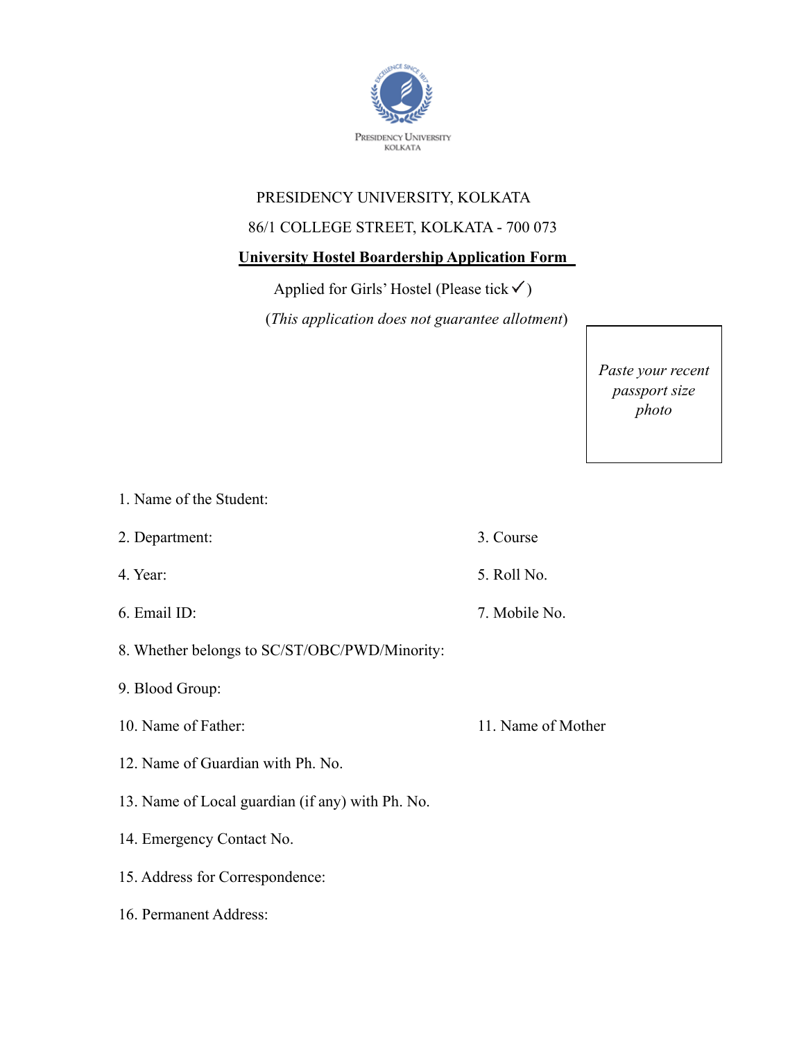PRESIDENCY UNIVERSITY, KOLKATA

86/1 COLLEGE STREET, KOLKATA - 700 073

**University Hostel Boardership Application Form**

Applied for Girls' Hostel (Please tick ✓)

(*This application does not guarantee allotment*)

*Paste your recent passport size photo*

1. Name of the Student:
2. Department:
3. Course
4. Year:
5. Roll No.
6. Email ID:
7. Mobile No.
8. Whether belongs to SC/ST/OBC/PWD/Minority:
9. Blood Group:
10. Name of Father:
11. Name of Mother
12. Name of Guardian with Ph. No.
13. Name of Local guardian (if any) with Ph. No.
14. Emergency Contact No.
15. Address for Correspondence:
16. Permanent Address: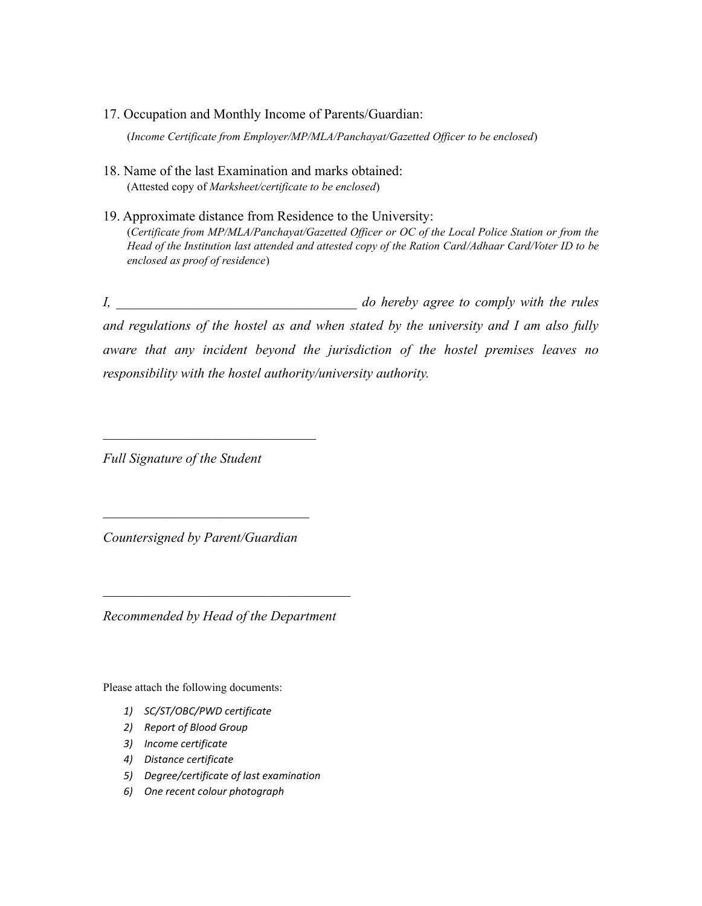17. Occupation and Monthly Income of Parents/Guardian:

    (*Income Certificate from Employer/MP/MLA/Panchayat/Gazetted Officer to be enclosed*)

18. Name of the last Examination and marks obtained:

    (Attested copy of *Marksheet/certificate to be enclosed*)

19. Approximate distance from Residence to the University:

    (*Certificate from MP/MLA/Panchayat/Gazetted Officer or OC of the Local Police Station or from the Head of the Institution last attended and attested copy of the Ration Card/Adhaar Card/Voter ID to be enclosed as proof of residence*)

*I, ___________________________________ do hereby agree to comply with the rules and regulations of the hostel as and when stated by the university and I am also fully aware that any incident beyond the jurisdiction of the hostel premises leaves no responsibility with the hostel authority/university authority.*

_______________________________

*Full Signature of the Student*

______________________________

*Countersigned by Parent/Guardian*

____________________________________

*Recommended by Head of the Department*

Please attach the following documents:

1) *SC/ST/OBC/PWD certificate*
2) *Report of Blood Group*
3) *Income certificate*
4) *Distance certificate*
5) *Degree/certificate of last examination*
6) *One recent colour photograph*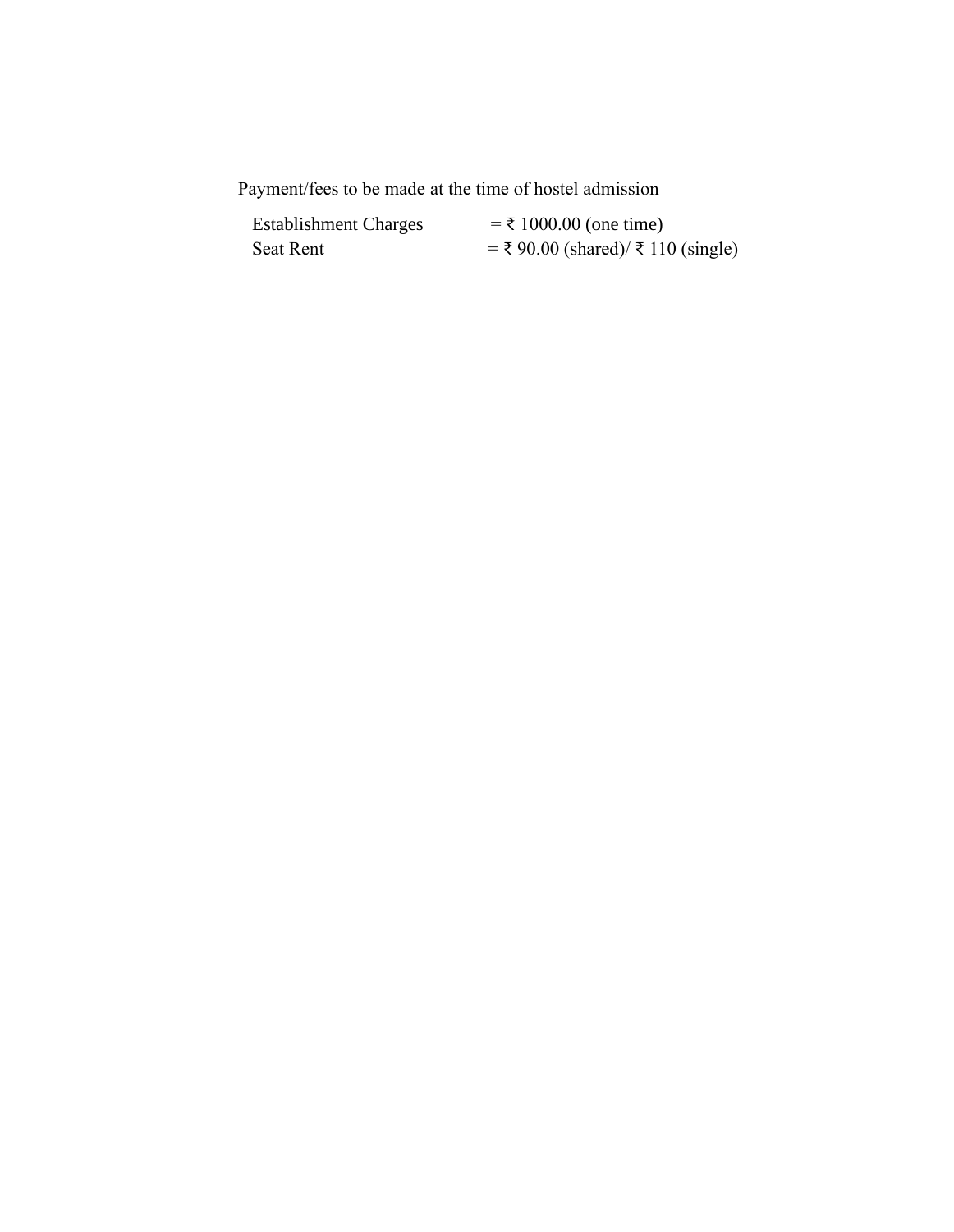Payment/fees to be made at the time of hostel admission

| | |
|---|---|
| Establishment Charges | = ₹ 1000.00 (one time) |
| Seat Rent | = ₹ 90.00 (shared)/ ₹ 110 (single) |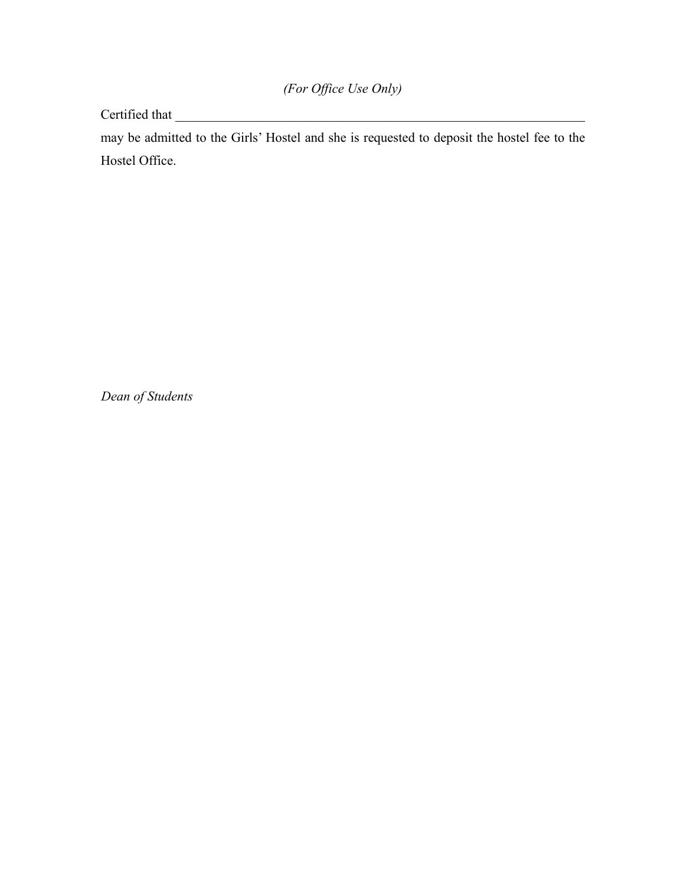*(For Office Use Only)*

Certified that ________________________________________________________________

may be admitted to the Girls' Hostel and she is requested to deposit the hostel fee to the Hostel Office.

*Dean of Students*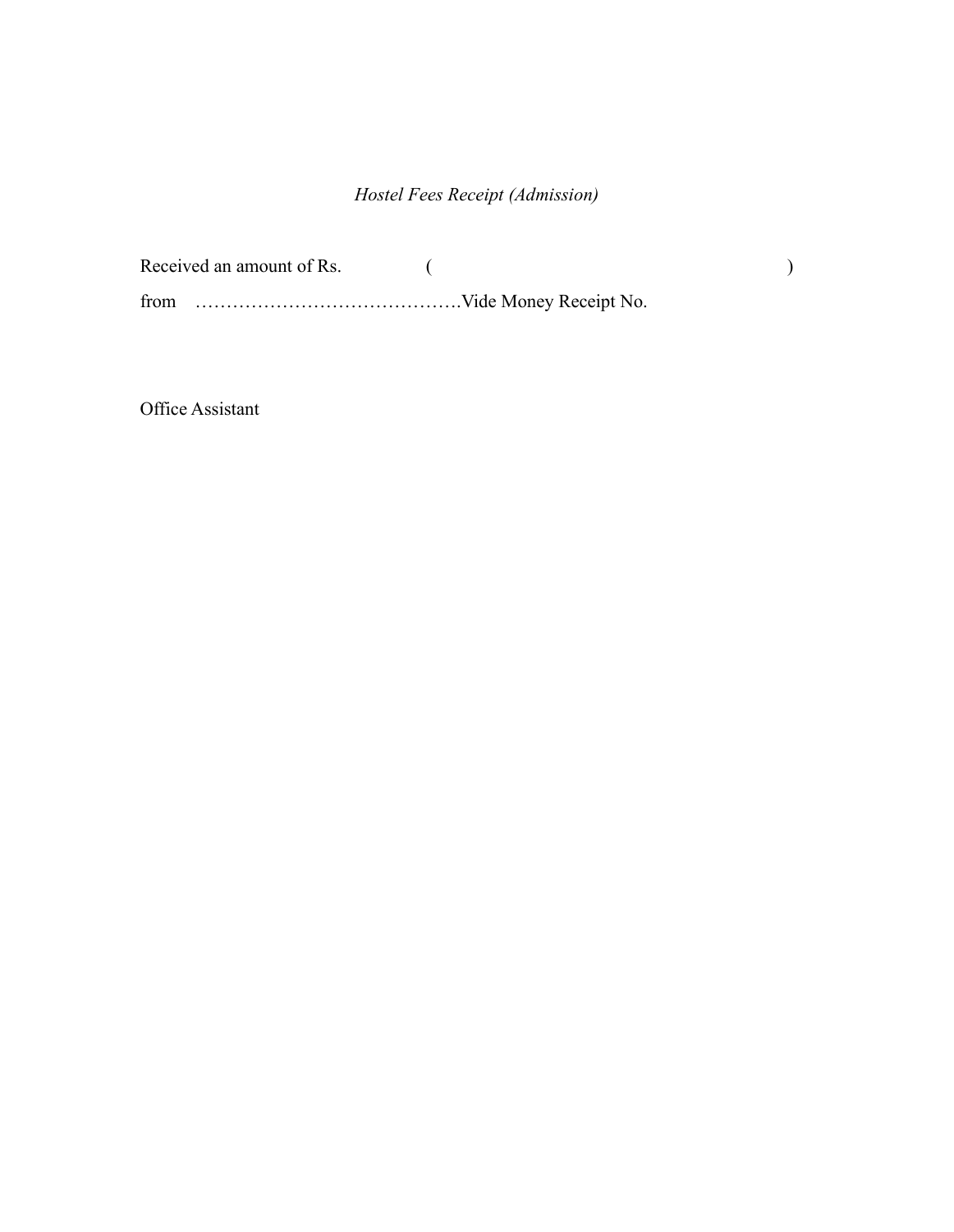*Hostel Fees Receipt (Admission)*

Received an amount of Rs. ( )

from …………………………………….Vide Money Receipt No.

Office Assistant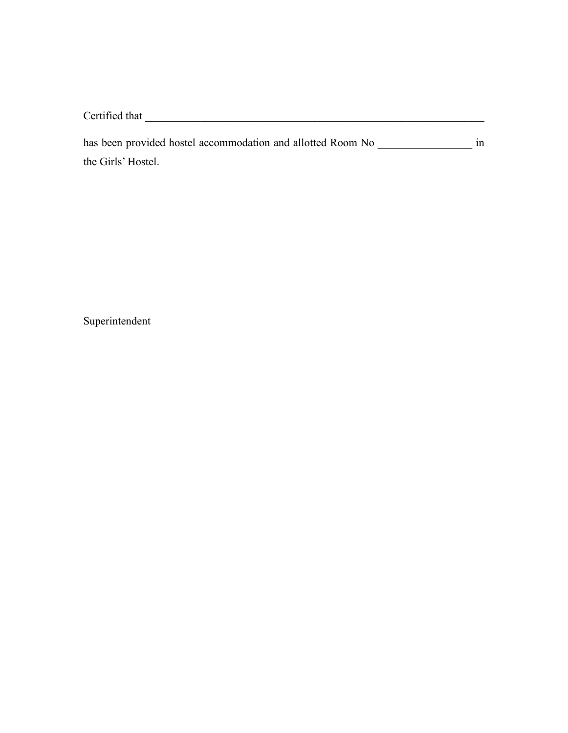Certified that _________________________________________________________________

has been provided hostel accommodation and allotted Room No _________________ in the Girls' Hostel.

Superintendent